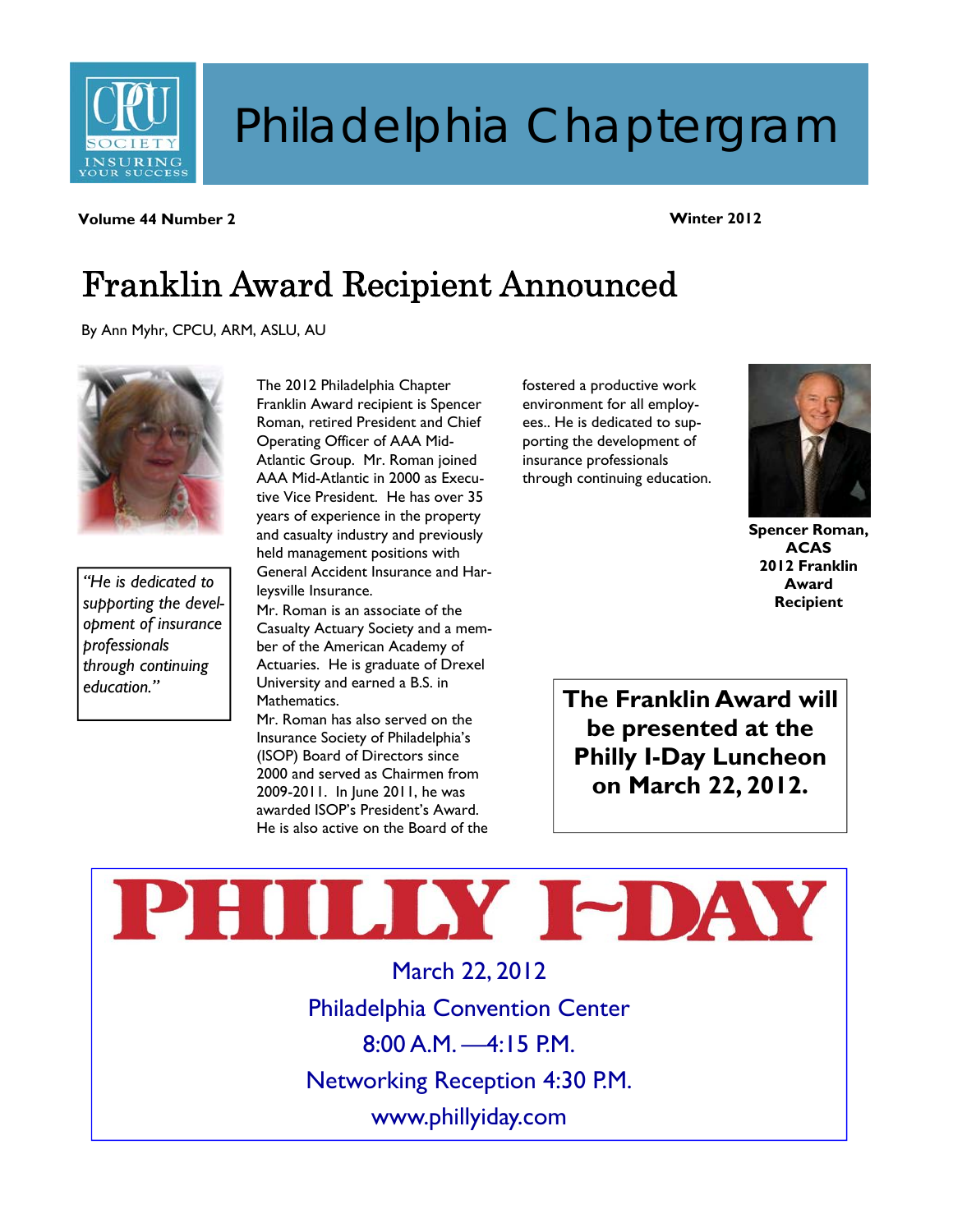# Philadelphia Chaptergram

**Volume 44 Number 2** **Winter 2012**

## Franklin Award Recipient Announced

By Ann Myhr, CPCU, ARM, ASLU, AU

*"He is dedicated to supporting the development of insurance professionals through continuing education."*

The 2012 Philadelphia Chapter Franklin Award recipient is Spencer Roman, retired President and Chief Operating Officer of AAA Mid-Atlantic Group. Mr. Roman joined AAA Mid-Atlantic in 2000 as Executive Vice President. He has over 35 years of experience in the property and casualty industry and previously held management positions with General Accident Insurance and Harleysville Insurance.

Mr. Roman is an associate of the Casualty Actuary Society and a member of the American Academy of Actuaries. He is graduate of Drexel University and earned a B.S. in Mathematics.

Mr. Roman has also served on the Insurance Society of Philadelphia's (ISOP) Board of Directors since 2000 and served as Chairmen from 2009-2011. In June 2011, he was awarded ISOP's President's Award. He is also active on the Board of the fostered a productive work environment for all employees.. He is dedicated to supporting the development of insurance professionals through continuing education.

**Spencer Roman, ACAS 2012 Franklin Award Recipient**

**The Franklin Award will be presented at the Philly I-Day Luncheon on March 22, 2012.**

# PHILLY I~DAY

March 22, 2012

Philadelphia Convention Center

8:00 A.M. —4:15 P.M.

Networking Reception 4:30 P.M.

www.phillyiday.com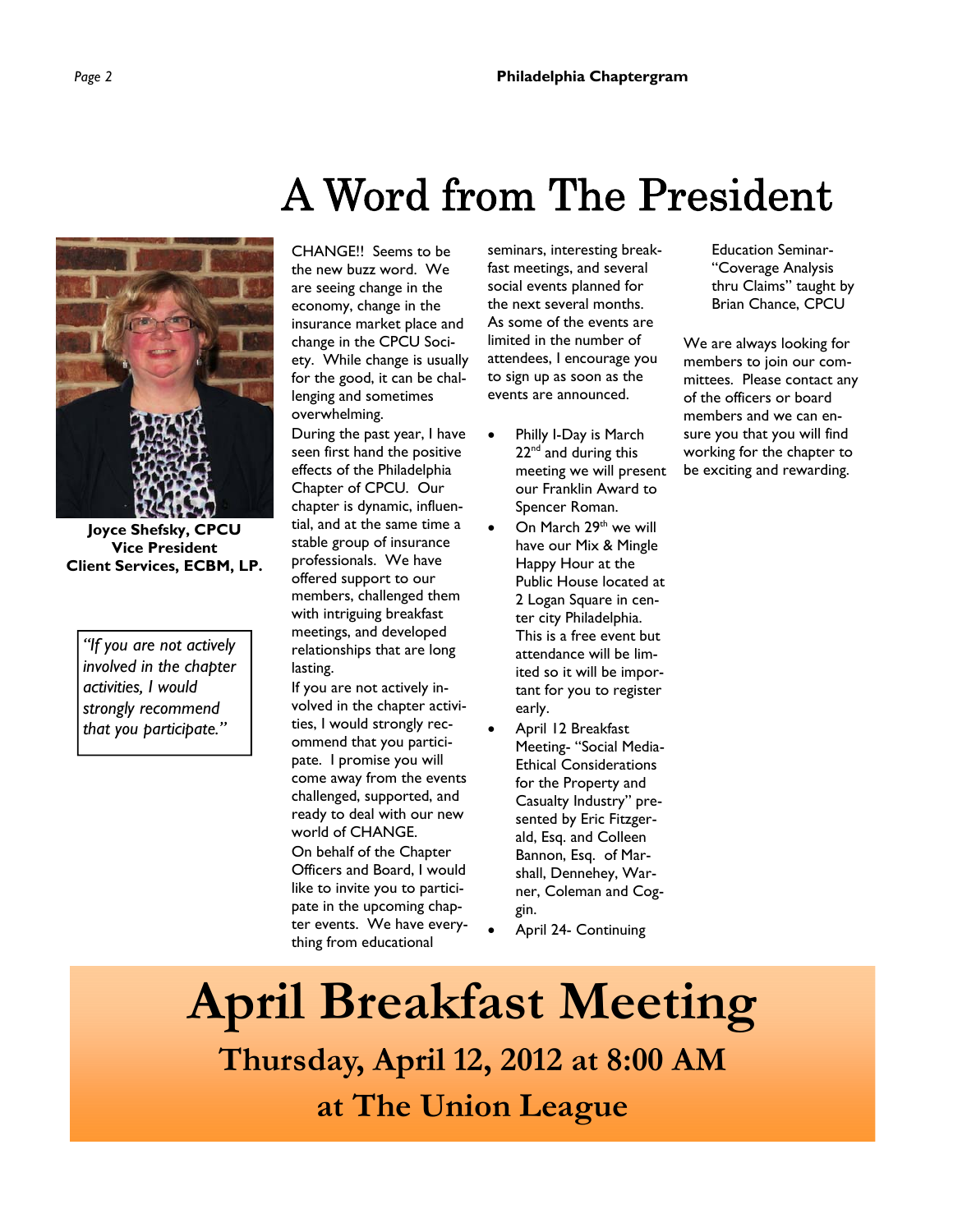# A Word from The President

**Joyce Shefsky, CPCU**
**Vice President**
**Client Services, ECBM, LP.**

*"If you are not actively involved in the chapter activities, I would strongly recommend that you participate."*

CHANGE!! Seems to be the new buzz word. We are seeing change in the economy, change in the insurance market place and change in the CPCU Society. While change is usually for the good, it can be challenging and sometimes overwhelming.

During the past year, I have seen first hand the positive effects of the Philadelphia Chapter of CPCU. Our chapter is dynamic, influential, and at the same time a stable group of insurance professionals. We have offered support to our members, challenged them with intriguing breakfast meetings, and developed relationships that are long lasting.

If you are not actively involved in the chapter activities, I would strongly recommend that you participate. I promise you will come away from the events challenged, supported, and ready to deal with our new world of CHANGE.

On behalf of the Chapter Officers and Board, I would like to invite you to participate in the upcoming chapter events. We have everything from educational seminars, interesting breakfast meetings, and several social events planned for the next several months. As some of the events are limited in the number of attendees, I encourage you to sign up as soon as the events are announced.

- Philly I-Day is March 22nd and during this meeting we will present our Franklin Award to Spencer Roman.
- On March 29th we will have our Mix & Mingle Happy Hour at the Public House located at 2 Logan Square in center city Philadelphia. This is a free event but attendance will be limited so it will be important for you to register early.
- April 12 Breakfast Meeting- "Social Media-Ethical Considerations for the Property and Casualty Industry" presented by Eric Fitzgerald, Esq. and Colleen Bannon, Esq. of Marshall, Dennehey, Warner, Coleman and Coggin.
- April 24- Continuing Education Seminar- "Coverage Analysis thru Claims" taught by Brian Chance, CPCU

We are always looking for members to join our committees. Please contact any of the officers or board members and we can ensure you that you will find working for the chapter to be exciting and rewarding.

# April Breakfast Meeting

## Thursday, April 12, 2012 at 8:00 AM

## at The Union League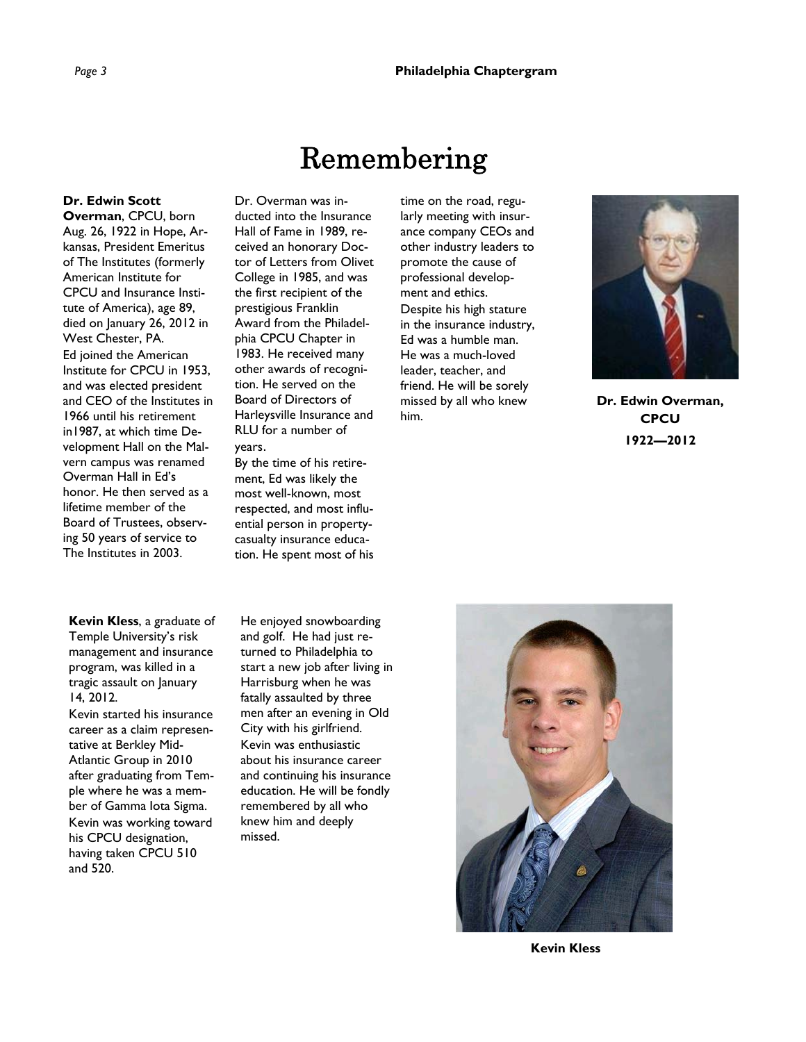# Remembering

**Dr. Edwin Scott Overman**, CPCU, born Aug. 26, 1922 in Hope, Arkansas, President Emeritus of The Institutes (formerly American Institute for CPCU and Insurance Institute of America), age 89, died on January 26, 2012 in West Chester, PA.

Ed joined the American Institute for CPCU in 1953, and was elected president and CEO of the Institutes in 1966 until his retirement in1987, at which time Development Hall on the Malvern campus was renamed Overman Hall in Ed's honor. He then served as a lifetime member of the Board of Trustees, observing 50 years of service to The Institutes in 2003.

Dr. Overman was inducted into the Insurance Hall of Fame in 1989, received an honorary Doctor of Letters from Olivet College in 1985, and was the first recipient of the prestigious Franklin Award from the Philadelphia CPCU Chapter in 1983. He received many other awards of recognition. He served on the Board of Directors of Harleysville Insurance and RLU for a number of years.

By the time of his retirement, Ed was likely the most well-known, most respected, and most influential person in property-casualty insurance education. He spent most of his time on the road, regularly meeting with insurance company CEOs and other industry leaders to promote the cause of professional development and ethics.

Despite his high stature in the insurance industry, Ed was a humble man. He was a much-loved leader, teacher, and friend. He will be sorely missed by all who knew him.

**Dr. Edwin Overman, CPCU**
**1922—2012**

**Kevin Kless**, a graduate of Temple University's risk management and insurance program, was killed in a tragic assault on January 14, 2012.

Kevin started his insurance career as a claim representative at Berkley Mid-Atlantic Group in 2010 after graduating from Temple where he was a member of Gamma Iota Sigma.

Kevin was working toward his CPCU designation, having taken CPCU 510 and 520.

He enjoyed snowboarding and golf. He had just returned to Philadelphia to start a new job after living in Harrisburg when he was fatally assaulted by three men after an evening in Old City with his girlfriend.

Kevin was enthusiastic about his insurance career and continuing his insurance education. He will be fondly remembered by all who knew him and deeply missed.

**Kevin Kless**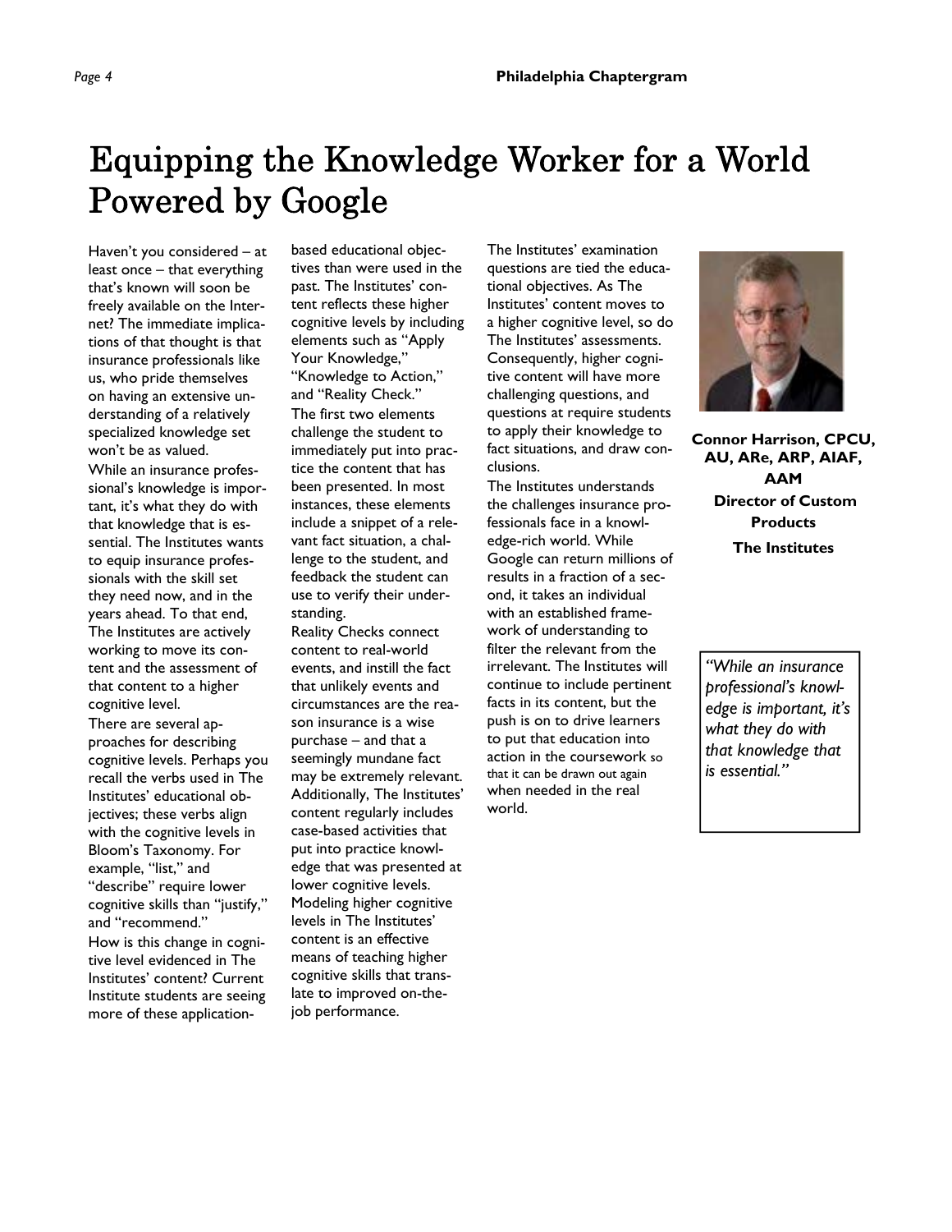# Equipping the Knowledge Worker for a World Powered by Google

Haven't you considered – at least once – that everything that's known will soon be freely available on the Internet? The immediate implications of that thought is that insurance professionals like us, who pride themselves on having an extensive understanding of a relatively specialized knowledge set won't be as valued.

While an insurance professional's knowledge is important, it's what they do with that knowledge that is essential. The Institutes wants to equip insurance professionals with the skill set they need now, and in the years ahead. To that end, The Institutes are actively working to move its content and the assessment of that content to a higher cognitive level.

There are several approaches for describing cognitive levels. Perhaps you recall the verbs used in The Institutes' educational objectives; these verbs align with the cognitive levels in Bloom's Taxonomy. For example, "list," and "describe" require lower cognitive skills than "justify," and "recommend."

How is this change in cognitive level evidenced in The Institutes' content? Current Institute students are seeing more of these application-based educational objectives than were used in the past. The Institutes' content reflects these higher cognitive levels by including elements such as "Apply Your Knowledge," "Knowledge to Action," and "Reality Check." The first two elements challenge the student to immediately put into practice the content that has been presented. In most instances, these elements include a snippet of a relevant fact situation, a challenge to the student, and feedback the student can use to verify their understanding.

Reality Checks connect content to real-world events, and instill the fact that unlikely events and circumstances are the reason insurance is a wise purchase – and that a seemingly mundane fact may be extremely relevant. Additionally, The Institutes' content regularly includes case-based activities that put into practice knowledge that was presented at lower cognitive levels. Modeling higher cognitive levels in The Institutes' content is an effective means of teaching higher cognitive skills that translate to improved on-the-job performance.

The Institutes' examination questions are tied the educational objectives. As The Institutes' content moves to a higher cognitive level, so do The Institutes' assessments. Consequently, higher cognitive content will have more challenging questions, and questions at require students to apply their knowledge to fact situations, and draw conclusions.

The Institutes understands the challenges insurance professionals face in a knowledge-rich world. While Google can return millions of results in a fraction of a second, it takes an individual with an established framework of understanding to filter the relevant from the irrelevant. The Institutes will continue to include pertinent facts in its content, but the push is on to drive learners to put that education into action in the coursework so that it can be drawn out again when needed in the real world.

**Connor Harrison, CPCU, AU, ARe, ARP, AIAF, AAM**
**Director of Custom Products**
**The Institutes**

*"While an insurance professional's knowledge is important, it's what they do with that knowledge that is essential."*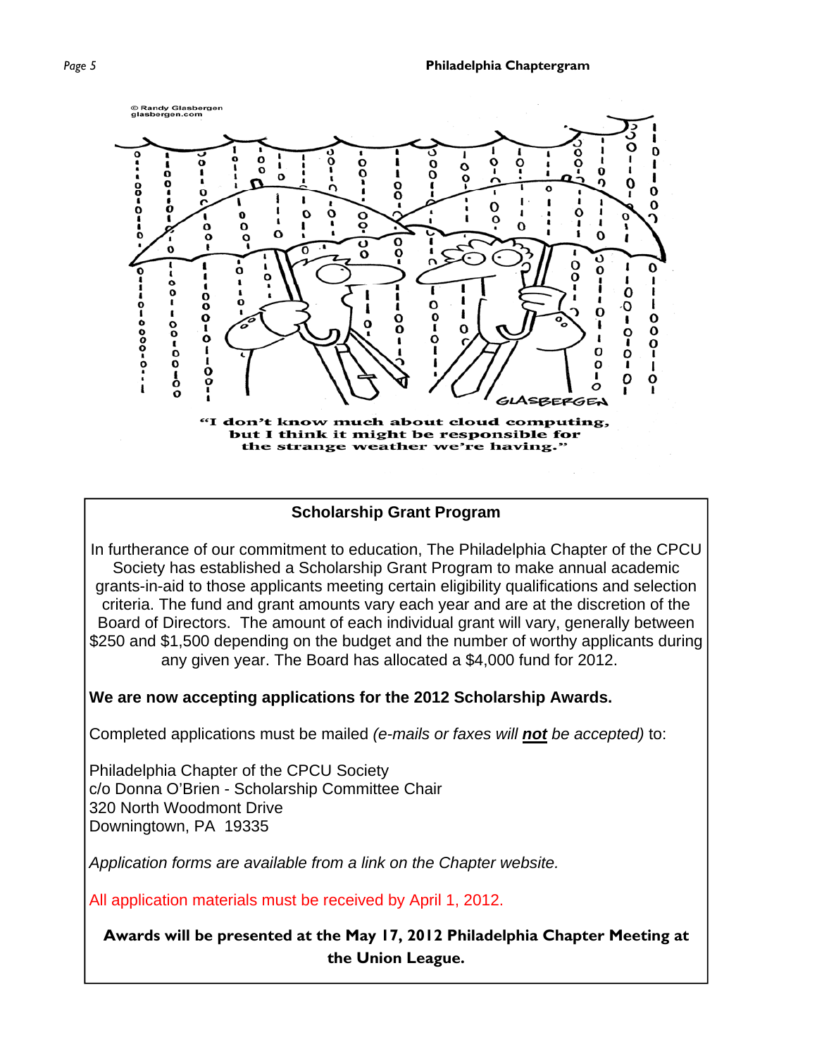© Randy Glasbergen
glasbergen.com

"I don't know much about cloud computing, but I think it might be responsible for the strange weather we're having."

## Scholarship Grant Program

In furtherance of our commitment to education, The Philadelphia Chapter of the CPCU Society has established a Scholarship Grant Program to make annual academic grants-in-aid to those applicants meeting certain eligibility qualifications and selection criteria. The fund and grant amounts vary each year and are at the discretion of the Board of Directors. The amount of each individual grant will vary, generally between $250 and $1,500 depending on the budget and the number of worthy applicants during any given year. The Board has allocated a $4,000 fund for 2012.

**We are now accepting applications for the 2012 Scholarship Awards.**

Completed applications must be mailed *(e-mails or faxes will **not** be accepted)* to:

Philadelphia Chapter of the CPCU Society
c/o Donna O'Brien - Scholarship Committee Chair
320 North Woodmont Drive
Downingtown, PA 19335

*Application forms are available from a link on the Chapter website.*

All application materials must be received by April 1, 2012.

**Awards will be presented at the May 17, 2012 Philadelphia Chapter Meeting at the Union League.**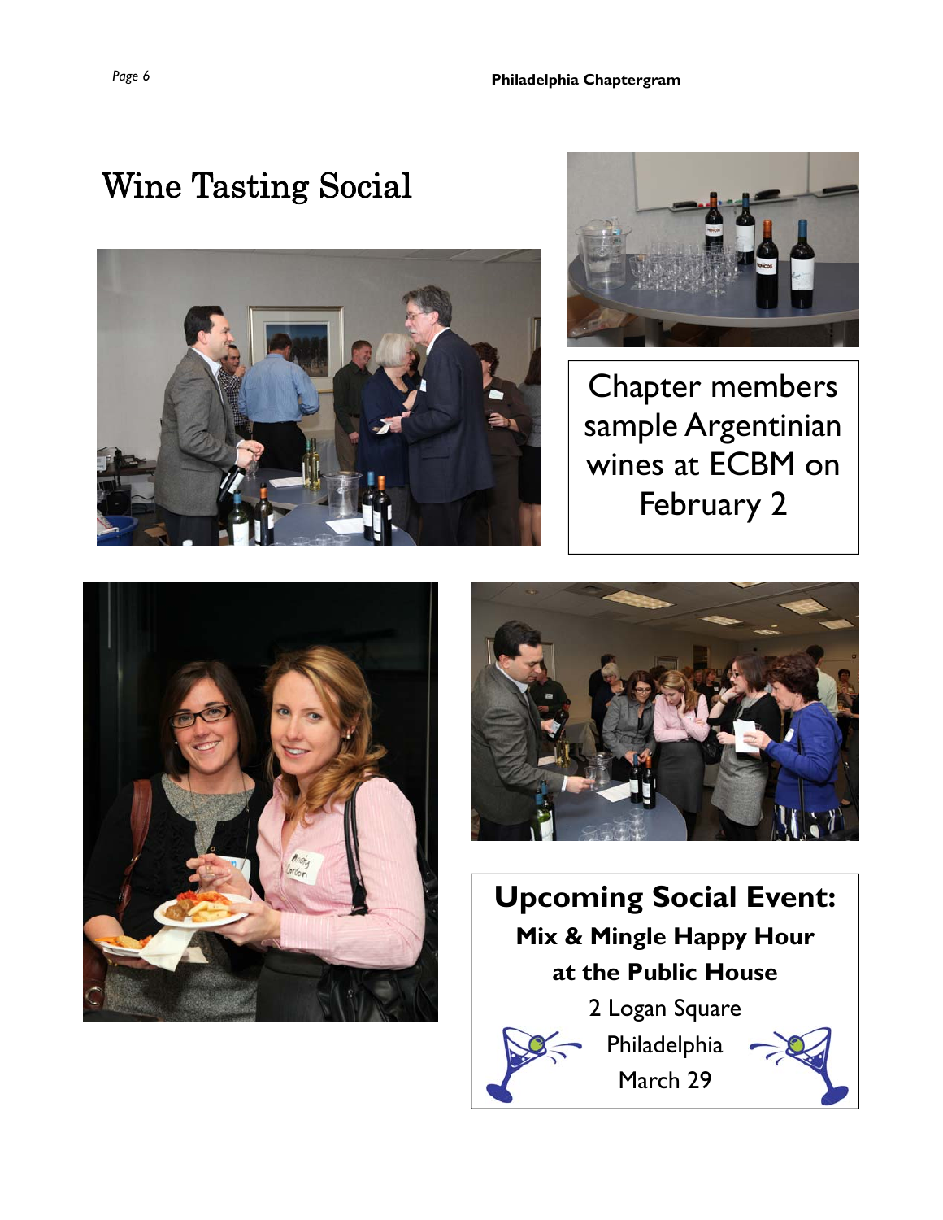# Wine Tasting Social

Chapter members sample Argentinian wines at ECBM on February 2

**Upcoming Social Event:**

**Mix & Mingle Happy Hour**

**at the Public House**

2 Logan Square

Philadelphia

March 29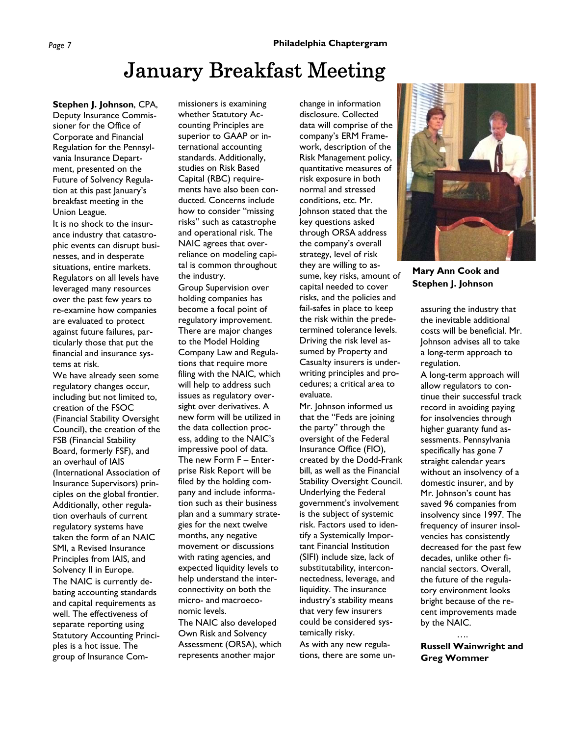# January Breakfast Meeting

**Stephen J. Johnson**, CPA, Deputy Insurance Commissioner for the Office of Corporate and Financial Regulation for the Pennsylvania Insurance Department, presented on the Future of Solvency Regulation at this past January's breakfast meeting in the Union League.

It is no shock to the insurance industry that catastrophic events can disrupt businesses, and in desperate situations, entire markets. Regulators on all levels have leveraged many resources over the past few years to re-examine how companies are evaluated to protect against future failures, particularly those that put the financial and insurance systems at risk.

We have already seen some regulatory changes occur, including but not limited to, creation of the FSOC (Financial Stability Oversight Council), the creation of the FSB (Financial Stability Board, formerly FSF), and an overhaul of IAIS (International Association of Insurance Supervisors) principles on the global frontier. Additionally, other regulation overhauls of current regulatory systems have taken the form of an NAIC SMI, a Revised Insurance Principles from IAIS, and Solvency II in Europe.

The NAIC is currently debating accounting standards and capital requirements as well. The effectiveness of separate reporting using Statutory Accounting Principles is a hot issue. The group of Insurance Commissioners is examining whether Statutory Accounting Principles are superior to GAAP or international accounting standards. Additionally, studies on Risk Based Capital (RBC) requirements have also been conducted. Concerns include how to consider "missing risks" such as catastrophe and operational risk. The NAIC agrees that over-reliance on modeling capital is common throughout the industry.

Group Supervision over holding companies has become a focal point of regulatory improvement. There are major changes to the Model Holding Company Law and Regulations that require more filing with the NAIC, which will help to address such issues as regulatory oversight over derivatives. A new form will be utilized in the data collection process, adding to the NAIC's impressive pool of data. The new Form F – Enterprise Risk Report will be filed by the holding company and include information such as their business plan and a summary strategies for the next twelve months, any negative movement or discussions with rating agencies, and expected liquidity levels to help understand the interconnectivity on both the micro- and macroeconomic levels.

The NAIC also developed Own Risk and Solvency Assessment (ORSA), which represents another major change in information disclosure. Collected data will comprise of the company's ERM Framework, description of the Risk Management policy, quantitative measures of risk exposure in both normal and stressed conditions, etc. Mr. Johnson stated that the key questions asked through ORSA address the company's overall strategy, level of risk they are willing to assume, key risks, amount of capital needed to cover risks, and the policies and fail-safes in place to keep the risk within the predetermined tolerance levels. Driving the risk level assumed by Property and Casualty insurers is underwriting principles and procedures; a critical area to evaluate.

Mr. Johnson informed us that the "Feds are joining the party" through the oversight of the Federal Insurance Office (FIO), created by the Dodd-Frank bill, as well as the Financial Stability Oversight Council. Underlying the Federal government's involvement is the subject of systemic risk. Factors used to identify a Systemically Important Financial Institution (SIFI) include size, lack of substitutability, interconnectedness, leverage, and liquidity. The insurance industry's stability means that very few insurers could be considered systemically risky.

As with any new regulations, there are some unassuring the industry that the inevitable additional costs will be beneficial. Mr. Johnson advises all to take a long-term approach to regulation.

A long-term approach will allow regulators to continue their successful track record in avoiding paying for insolvencies through higher guaranty fund assessments. Pennsylvania specifically has gone 7 straight calendar years without an insolvency of a domestic insurer, and by Mr. Johnson's count has saved 96 companies from insolvency since 1997. The frequency of insurer insolvencies has consistently decreased for the past few decades, unlike other financial sectors. Overall, the future of the regulatory environment looks bright because of the recent improvements made by the NAIC.

….

**Russell Wainwright and Greg Wommer**

**Mary Ann Cook and Stephen J. Johnson**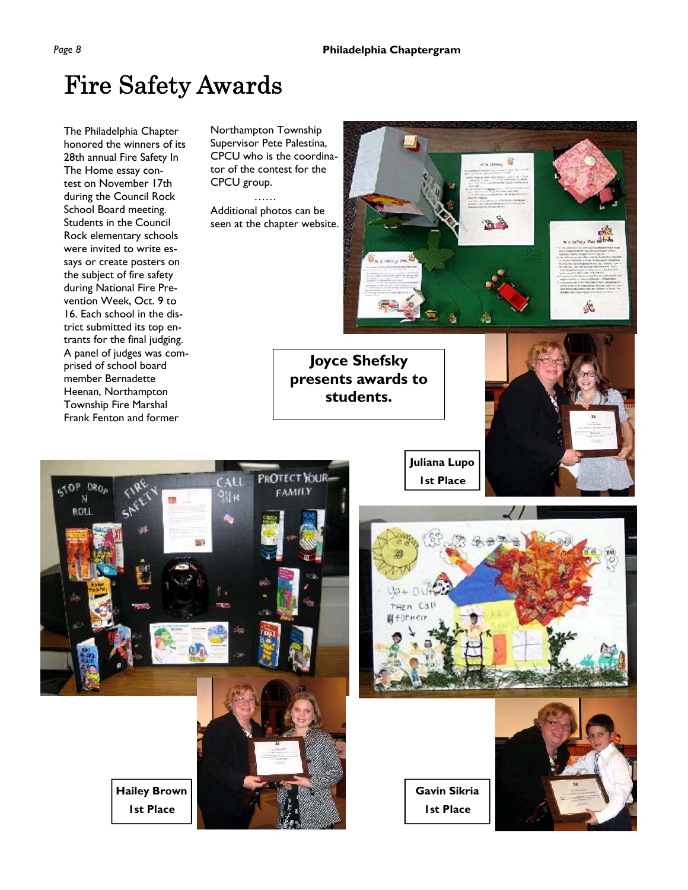# Fire Safety Awards

The Philadelphia Chapter honored the winners of its 28th annual Fire Safety In The Home essay contest on November 17th during the Council Rock School Board meeting. Students in the Council Rock elementary schools were invited to write essays or create posters on the subject of fire safety during National Fire Prevention Week, Oct. 9 to 16. Each school in the district submitted its top entrants for the final judging. A panel of judges was comprised of school board member Bernadette Heenan, Northampton Township Fire Marshal Frank Fenton and former Northampton Township Supervisor Pete Palestina, CPCU who is the coordinator of the contest for the CPCU group.

……

Additional photos can be seen at the chapter website.

**Joyce Shefsky presents awards to students.**

**Juliana Lupo**
**1st Place**

**Hailey Brown**
**1st Place**

**Gavin Sikria**
**1st Place**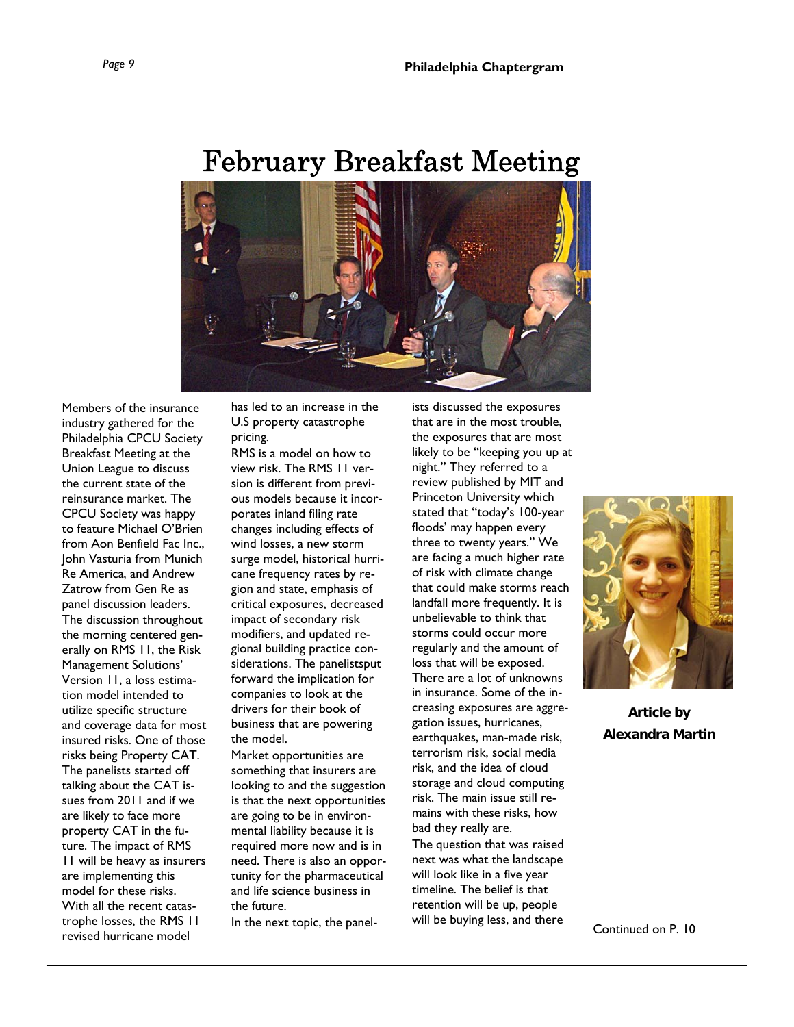# February Breakfast Meeting

Members of the insurance industry gathered for the Philadelphia CPCU Society Breakfast Meeting at the Union League to discuss the current state of the reinsurance market. The CPCU Society was happy to feature Michael O'Brien from Aon Benfield Fac Inc., John Vasturia from Munich Re America, and Andrew Zatrow from Gen Re as panel discussion leaders. The discussion throughout the morning centered generally on RMS 11, the Risk Management Solutions' Version 11, a loss estimation model intended to utilize specific structure and coverage data for most insured risks. One of those risks being Property CAT. The panelists started off talking about the CAT issues from 2011 and if we are likely to face more property CAT in the future. The impact of RMS 11 will be heavy as insurers are implementing this model for these risks. With all the recent catastrophe losses, the RMS 11 revised hurricane model has led to an increase in the U.S property catastrophe pricing.

RMS is a model on how to view risk. The RMS 11 version is different from previous models because it incorporates inland filing rate changes including effects of wind losses, a new storm surge model, historical hurricane frequency rates by region and state, emphasis of critical exposures, decreased impact of secondary risk modifiers, and updated regional building practice considerations. The panelistsput forward the implication for companies to look at the drivers for their book of business that are powering the model.

Market opportunities are something that insurers are looking to and the suggestion is that the next opportunities are going to be in environmental liability because it is required more now and is in need. There is also an opportunity for the pharmaceutical and life science business in the future.

In the next topic, the panelists discussed the exposures that are in the most trouble, the exposures that are most likely to be "keeping you up at night." They referred to a review published by MIT and Princeton University which stated that "today's 100-year floods' may happen every three to twenty years." We are facing a much higher rate of risk with climate change that could make storms reach landfall more frequently. It is unbelievable to think that storms could occur more regularly and the amount of loss that will be exposed. There are a lot of unknowns in insurance. Some of the increasing exposures are aggregation issues, hurricanes, earthquakes, man-made risk, terrorism risk, social media risk, and the idea of cloud storage and cloud computing risk. The main issue still remains with these risks, how bad they really are.

The question that was raised next was what the landscape will look like in a five year timeline. The belief is that retention will be up, people will be buying less, and there

**Article by Alexandra Martin**

Continued on P. 10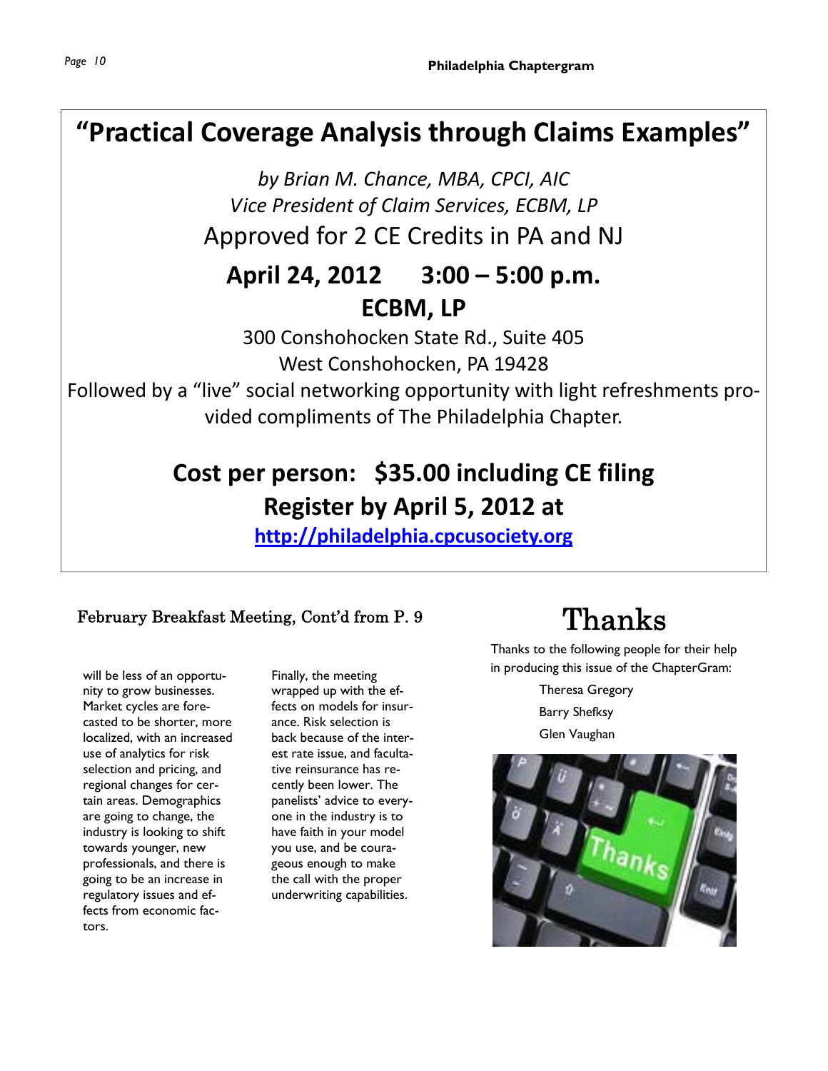# "Practical Coverage Analysis through Claims Examples"

*by Brian M. Chance, MBA, CPCI, AIC*

*Vice President of Claim Services, ECBM, LP*

Approved for 2 CE Credits in PA and NJ

**April 24, 2012 3:00 – 5:00 p.m.**

**ECBM, LP**

300 Conshohocken State Rd., Suite 405

West Conshohocken, PA 19428

Followed by a "live" social networking opportunity with light refreshments provided compliments of The Philadelphia Chapter.

**Cost per person: $35.00 including CE filing**

**Register by April 5, 2012 at**

**http://philadelphia.cpcusociety.org**

## February Breakfast Meeting, Cont'd from P. 9

will be less of an opportunity to grow businesses. Market cycles are forecasted to be shorter, more localized, with an increased use of analytics for risk selection and pricing, and regional changes for certain areas. Demographics are going to change, the industry is looking to shift towards younger, new professionals, and there is going to be an increase in regulatory issues and effects from economic factors.

Finally, the meeting wrapped up with the effects on models for insurance. Risk selection is back because of the interest rate issue, and facultative reinsurance has recently been lower. The panelists' advice to everyone in the industry is to have faith in your model you use, and be courageous enough to make the call with the proper underwriting capabilities.

## Thanks

Thanks to the following people for their help in producing this issue of the ChapterGram:

Theresa Gregory

Barry Shefksy

Glen Vaughan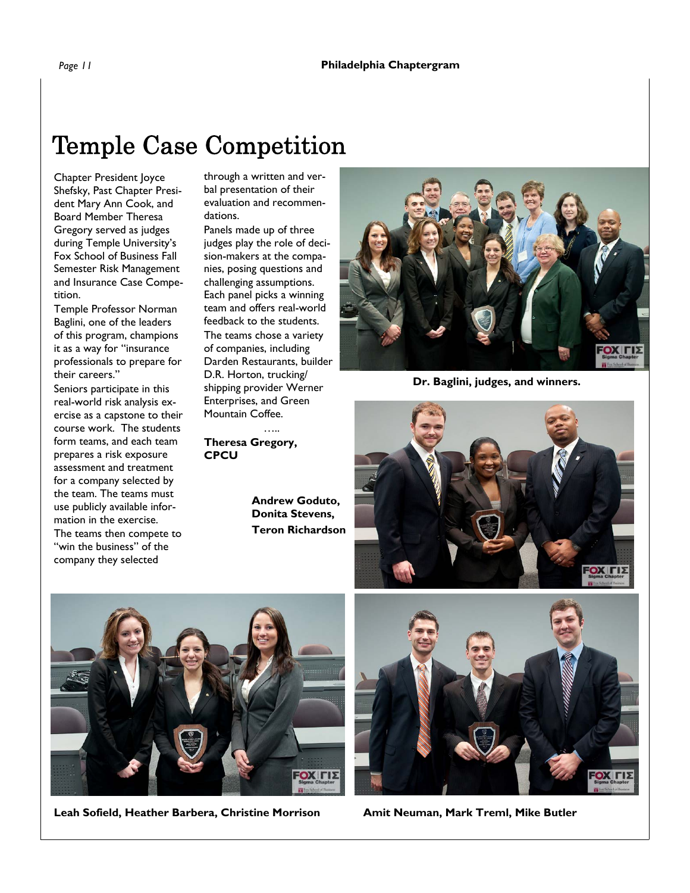# Temple Case Competition

Chapter President Joyce Shefsky, Past Chapter President Mary Ann Cook, and Board Member Theresa Gregory served as judges during Temple University's Fox School of Business Fall Semester Risk Management and Insurance Case Competition.

Temple Professor Norman Baglini, one of the leaders of this program, champions it as a way for "insurance professionals to prepare for their careers."

Seniors participate in this real-world risk analysis exercise as a capstone to their course work. The students form teams, and each team prepares a risk exposure assessment and treatment for a company selected by the team. The teams must use publicly available information in the exercise.

The teams then compete to "win the business" of the company they selected through a written and verbal presentation of their evaluation and recommendations.

Panels made up of three judges play the role of decision-makers at the companies, posing questions and challenging assumptions. Each panel picks a winning team and offers real-world feedback to the students.

The teams chose a variety of companies, including Darden Restaurants, builder D.R. Horton, trucking/shipping provider Werner Enterprises, and Green Mountain Coffee.

…..

**Theresa Gregory, CPCU**

**Dr. Baglini, judges, and winners.**

**Andrew Goduto, Donita Stevens, Teron Richardson**

**Leah Sofield, Heather Barbera, Christine Morrison**

**Amit Neuman, Mark Treml, Mike Butler**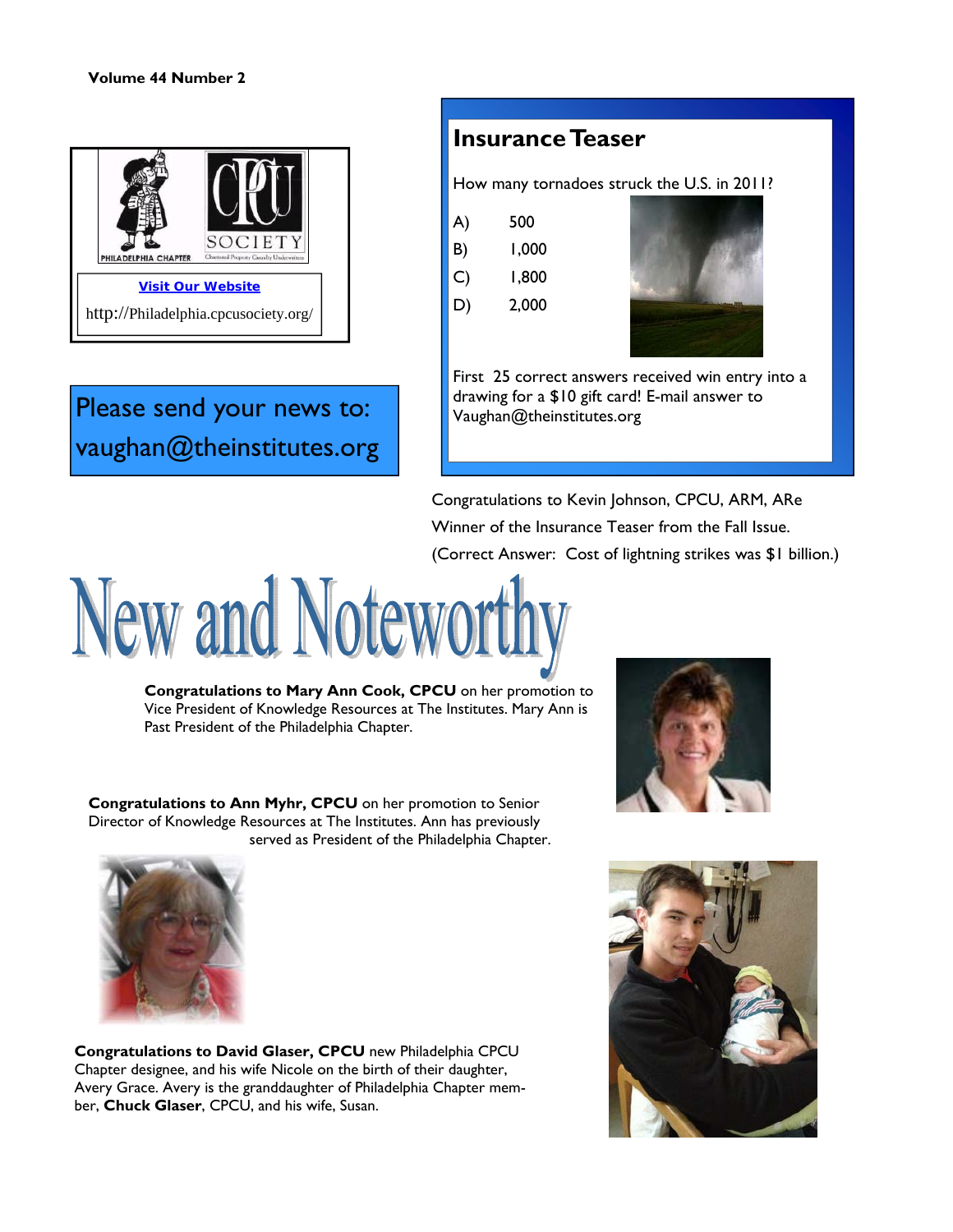Volume 44 Number 2

Visit Our Website

http://Philadelphia.cpcusociety.org/

Please send your news to: vaughan@theinstitutes.org

## Insurance Teaser

How many tornadoes struck the U.S. in 2011?

A) 500
B) 1,000
C) 1,800
D) 2,000

First 25 correct answers received win entry into a drawing for a $10 gift card! E-mail answer to Vaughan@theinstitutes.org

Congratulations to Kevin Johnson, CPCU, ARM, ARe Winner of the Insurance Teaser from the Fall Issue. (Correct Answer: Cost of lightning strikes was $1 billion.)

# New and Noteworthy

**Congratulations to Mary Ann Cook, CPCU** on her promotion to Vice President of Knowledge Resources at The Institutes. Mary Ann is Past President of the Philadelphia Chapter.

**Congratulations to Ann Myhr, CPCU** on her promotion to Senior Director of Knowledge Resources at The Institutes. Ann has previously served as President of the Philadelphia Chapter.

**Congratulations to David Glaser, CPCU** new Philadelphia CPCU Chapter designee, and his wife Nicole on the birth of their daughter, Avery Grace. Avery is the granddaughter of Philadelphia Chapter member, **Chuck Glaser**, CPCU, and his wife, Susan.